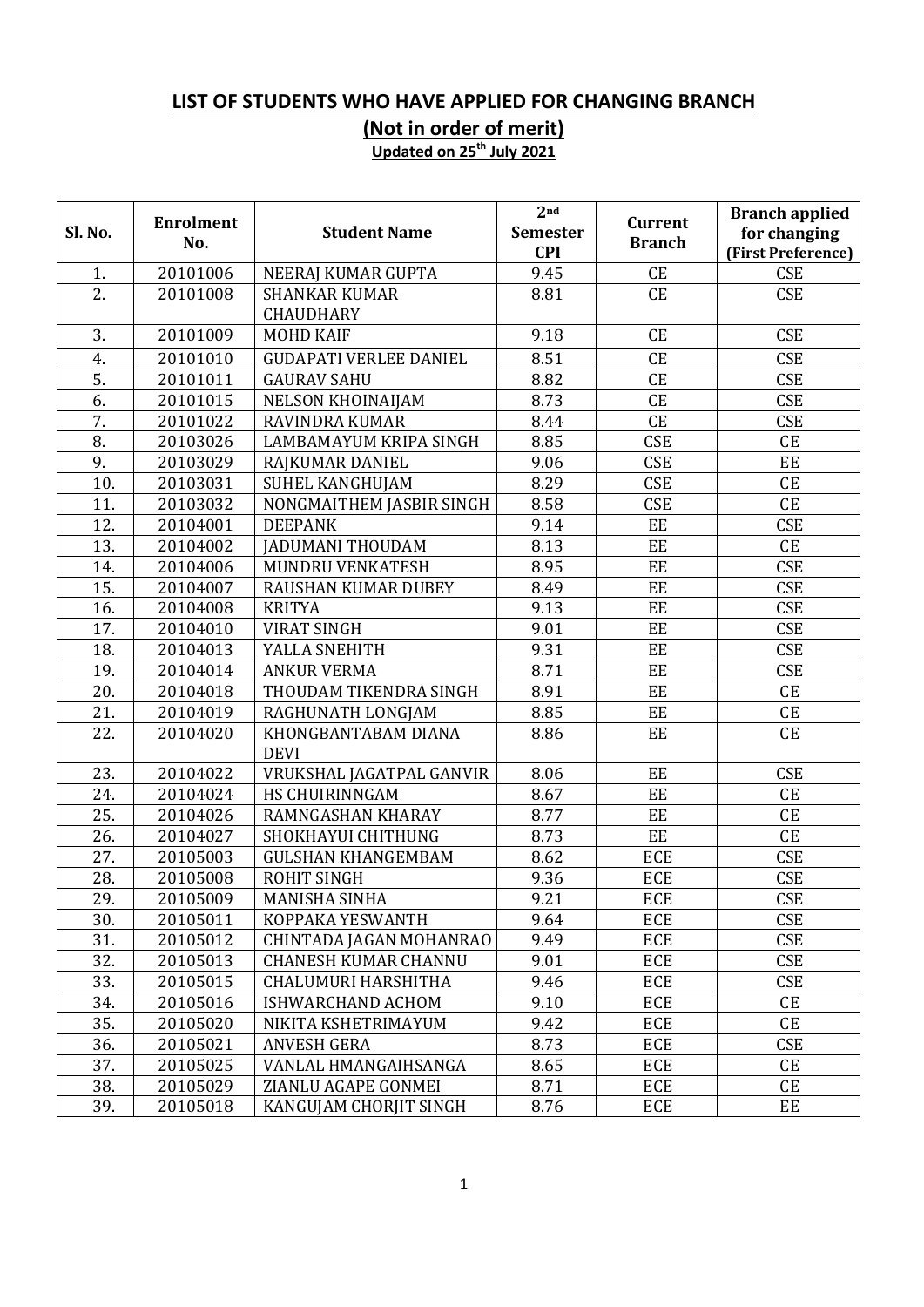## LIST OF STUDENTS WHO HAVE APPLIED FOR CHANGING BRANCH

### (Not in order of merit)

**Updated on 25th July 2021**

| Sl. No. | Enrolment No. | Student Name | 2nd Semester CPI | Current Branch | Branch applied for changing (First Preference) |
|---|---|---|---|---|---|
| 1. | 20101006 | NEERAJ KUMAR GUPTA | 9.45 | CE | CSE |
| 2. | 20101008 | SHANKAR KUMAR CHAUDHARY | 8.81 | CE | CSE |
| 3. | 20101009 | MOHD KAIF | 9.18 | CE | CSE |
| 4. | 20101010 | GUDAPATI VERLEE DANIEL | 8.51 | CE | CSE |
| 5. | 20101011 | GAURAV SAHU | 8.82 | CE | CSE |
| 6. | 20101015 | NELSON KHOINAIJAM | 8.73 | CE | CSE |
| 7. | 20101022 | RAVINDRA KUMAR | 8.44 | CE | CSE |
| 8. | 20103026 | LAMBAMAYUM KRIPA SINGH | 8.85 | CSE | CE |
| 9. | 20103029 | RAJKUMAR DANIEL | 9.06 | CSE | EE |
| 10. | 20103031 | SUHEL KANGHUJAM | 8.29 | CSE | CE |
| 11. | 20103032 | NONGMAITHEM JASBIR SINGH | 8.58 | CSE | CE |
| 12. | 20104001 | DEEPANK | 9.14 | EE | CSE |
| 13. | 20104002 | JADUMANI THOUDAM | 8.13 | EE | CE |
| 14. | 20104006 | MUNDRU VENKATESH | 8.95 | EE | CSE |
| 15. | 20104007 | RAUSHAN KUMAR DUBEY | 8.49 | EE | CSE |
| 16. | 20104008 | KRITYA | 9.13 | EE | CSE |
| 17. | 20104010 | VIRAT SINGH | 9.01 | EE | CSE |
| 18. | 20104013 | YALLA SNEHITH | 9.31 | EE | CSE |
| 19. | 20104014 | ANKUR VERMA | 8.71 | EE | CSE |
| 20. | 20104018 | THOUDAM TIKENDRA SINGH | 8.91 | EE | CE |
| 21. | 20104019 | RAGHUNATH LONGJAM | 8.85 | EE | CE |
| 22. | 20104020 | KHONGBANTABAM DIANA DEVI | 8.86 | EE | CE |
| 23. | 20104022 | VRUKSHAL JAGATPAL GANVIR | 8.06 | EE | CSE |
| 24. | 20104024 | HS CHUIRINNGAM | 8.67 | EE | CE |
| 25. | 20104026 | RAMNGASHAN KHARAY | 8.77 | EE | CE |
| 26. | 20104027 | SHOKHAYUI CHITHUNG | 8.73 | EE | CE |
| 27. | 20105003 | GULSHAN KHANGEMBAM | 8.62 | ECE | CSE |
| 28. | 20105008 | ROHIT SINGH | 9.36 | ECE | CSE |
| 29. | 20105009 | MANISHA SINHA | 9.21 | ECE | CSE |
| 30. | 20105011 | KOPPAKA YESWANTH | 9.64 | ECE | CSE |
| 31. | 20105012 | CHINTADA JAGAN MOHANRAO | 9.49 | ECE | CSE |
| 32. | 20105013 | CHANESH KUMAR CHANNU | 9.01 | ECE | CSE |
| 33. | 20105015 | CHALUMURI HARSHITHA | 9.46 | ECE | CSE |
| 34. | 20105016 | ISHWARCHAND ACHOM | 9.10 | ECE | CE |
| 35. | 20105020 | NIKITA KSHETRIMAYUM | 9.42 | ECE | CE |
| 36. | 20105021 | ANVESH GERA | 8.73 | ECE | CSE |
| 37. | 20105025 | VANLAL HMANGAIHSANGA | 8.65 | ECE | CE |
| 38. | 20105029 | ZIANLU AGAPE GONMEI | 8.71 | ECE | CE |
| 39. | 20105018 | KANGUJAM CHORJIT SINGH | 8.76 | ECE | EE |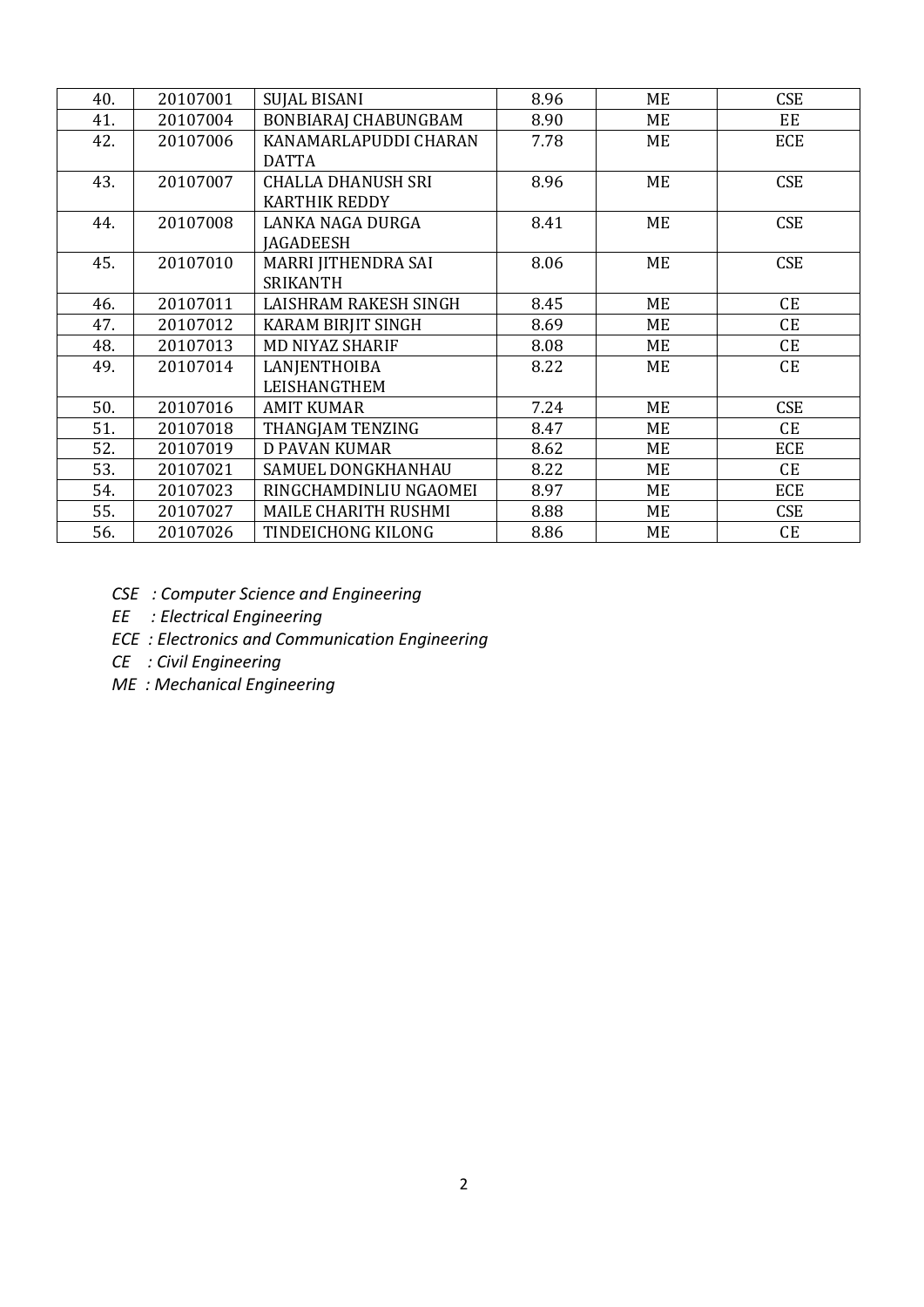| | | | | | |
|---|---|---|---|---|---|
| 40. | 20107001 | SUJAL BISANI | 8.96 | ME | CSE |
| 41. | 20107004 | BONBIARAJ CHABUNGBAM | 8.90 | ME | EE |
| 42. | 20107006 | KANAMARLAPUDDI CHARAN DATTA | 7.78 | ME | ECE |
| 43. | 20107007 | CHALLA DHANUSH SRI KARTHIK REDDY | 8.96 | ME | CSE |
| 44. | 20107008 | LANKA NAGA DURGA JAGADEESH | 8.41 | ME | CSE |
| 45. | 20107010 | MARRI JITHENDRA SAI SRIKANTH | 8.06 | ME | CSE |
| 46. | 20107011 | LAISHRAM RAKESH SINGH | 8.45 | ME | CE |
| 47. | 20107012 | KARAM BIRJIT SINGH | 8.69 | ME | CE |
| 48. | 20107013 | MD NIYAZ SHARIF | 8.08 | ME | CE |
| 49. | 20107014 | LANJENTHOIBA LEISHANGTHEM | 8.22 | ME | CE |
| 50. | 20107016 | AMIT KUMAR | 7.24 | ME | CSE |
| 51. | 20107018 | THANGJAM TENZING | 8.47 | ME | CE |
| 52. | 20107019 | D PAVAN KUMAR | 8.62 | ME | ECE |
| 53. | 20107021 | SAMUEL DONGKHANHAU | 8.22 | ME | CE |
| 54. | 20107023 | RINGCHAMDINLIU NGAOMEI | 8.97 | ME | ECE |
| 55. | 20107027 | MAILE CHARITH RUSHMI | 8.88 | ME | CSE |
| 56. | 20107026 | TINDEICHONG KILONG | 8.86 | ME | CE |

*CSE : Computer Science and Engineering*

*EE : Electrical Engineering*

*ECE : Electronics and Communication Engineering*

*CE : Civil Engineering*

*ME : Mechanical Engineering*